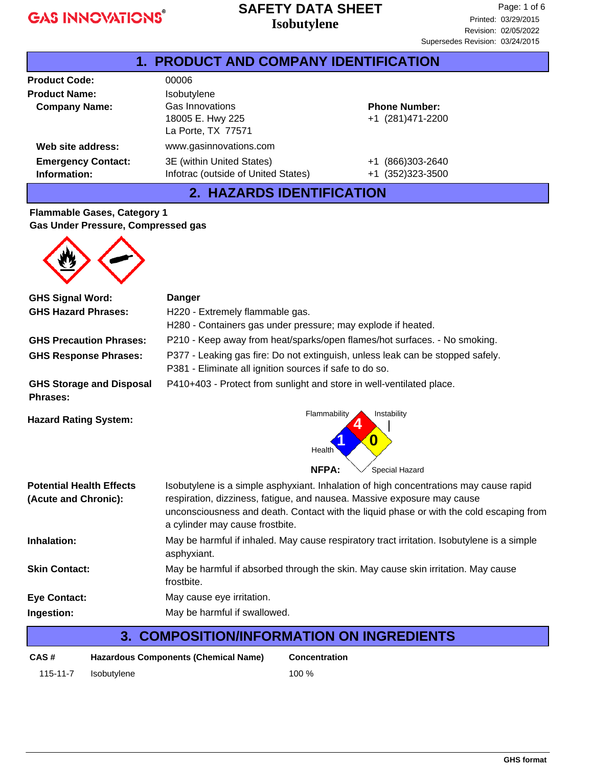# SAFETY DATA SHEET
## Isobutylene

Printed: 03/29/2015
Revision: 02/05/2022
Supersedes Revision: 03/24/2015

## 1. PRODUCT AND COMPANY IDENTIFICATION

**Product Code:** 00006

**Product Name:** Isobutylene

**Company Name:** Gas Innovations
18005 E. Hwy 225
La Porte, TX 77571

**Phone Number:** +1 (281)471-2200

**Web site address:** www.gasinnovations.com

**Emergency Contact: Information:**
3E (within United States) +1 (866)303-2640
Infotrac (outside of United States) +1 (352)323-3500

## 2. HAZARDS IDENTIFICATION

**Flammable Gases, Category 1**
**Gas Under Pressure, Compressed gas**

**GHS Signal Word:** Danger

**GHS Hazard Phrases:**
H220 - Extremely flammable gas.
H280 - Containers gas under pressure; may explode if heated.

**GHS Precaution Phrases:** P210 - Keep away from heat/sparks/open flames/hot surfaces. - No smoking.

**GHS Response Phrases:**
P377 - Leaking gas fire: Do not extinguish, unless leak can be stopped safely.
P381 - Eliminate all ignition sources if safe to do so.

**GHS Storage and Disposal Phrases:** P410+403 - Protect from sunlight and store in well-ventilated place.

**Hazard Rating System:**

NFPA: Flammability 4, Health 1, Instability 0, Special Hazard (none)

**Potential Health Effects (Acute and Chronic):** Isobutylene is a simple asphyxiant. Inhalation of high concentrations may cause rapid respiration, dizziness, fatigue, and nausea. Massive exposure may cause unconsciousness and death. Contact with the liquid phase or with the cold escaping from a cylinder may cause frostbite.

**Inhalation:** May be harmful if inhaled. May cause respiratory tract irritation. Isobutylene is a simple asphyxiant.

**Skin Contact:** May be harmful if absorbed through the skin. May cause skin irritation. May cause frostbite.

**Eye Contact:** May cause eye irritation.

**Ingestion:** May be harmful if swallowed.

## 3. COMPOSITION/INFORMATION ON INGREDIENTS

| CAS # | Hazardous Components (Chemical Name) | Concentration |
|---|---|---|
| 115-11-7 | Isobutylene | 100 % |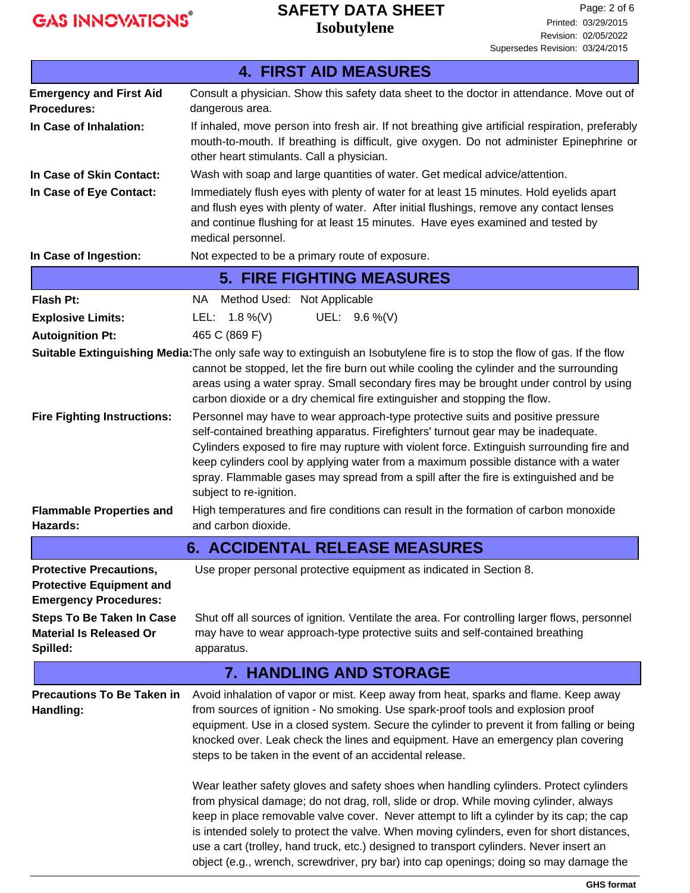## 4. FIRST AID MEASURES

**Emergency and First Aid Procedures:** Consult a physician. Show this safety data sheet to the doctor in attendance. Move out of dangerous area.

**In Case of Inhalation:** If inhaled, move person into fresh air. If not breathing give artificial respiration, preferably mouth-to-mouth. If breathing is difficult, give oxygen. Do not administer Epinephrine or other heart stimulants. Call a physician.

**In Case of Skin Contact:** Wash with soap and large quantities of water. Get medical advice/attention.

**In Case of Eye Contact:** Immediately flush eyes with plenty of water for at least 15 minutes. Hold eyelids apart and flush eyes with plenty of water. After initial flushings, remove any contact lenses and continue flushing for at least 15 minutes. Have eyes examined and tested by medical personnel.

**In Case of Ingestion:** Not expected to be a primary route of exposure.

## 5. FIRE FIGHTING MEASURES

**Flash Pt:** NA Method Used: Not Applicable

**Explosive Limits:** LEL: 1.8 %(V) UEL: 9.6 %(V)

**Autoignition Pt:** 465 C (869 F)

**Suitable Extinguishing Media:** The only safe way to extinguish an Isobutylene fire is to stop the flow of gas. If the flow cannot be stopped, let the fire burn out while cooling the cylinder and the surrounding areas using a water spray. Small secondary fires may be brought under control by using carbon dioxide or a dry chemical fire extinguisher and stopping the flow.

**Fire Fighting Instructions:** Personnel may have to wear approach-type protective suits and positive pressure self-contained breathing apparatus. Firefighters' turnout gear may be inadequate. Cylinders exposed to fire may rupture with violent force. Extinguish surrounding fire and keep cylinders cool by applying water from a maximum possible distance with a water spray. Flammable gases may spread from a spill after the fire is extinguished and be subject to re-ignition.

**Flammable Properties and Hazards:** High temperatures and fire conditions can result in the formation of carbon monoxide and carbon dioxide.

## 6. ACCIDENTAL RELEASE MEASURES

**Protective Precautions, Protective Equipment and Emergency Procedures:** Use proper personal protective equipment as indicated in Section 8.

**Steps To Be Taken In Case Material Is Released Or Spilled:** Shut off all sources of ignition. Ventilate the area. For controlling larger flows, personnel may have to wear approach-type protective suits and self-contained breathing apparatus.

## 7. HANDLING AND STORAGE

**Precautions To Be Taken in Handling:** Avoid inhalation of vapor or mist. Keep away from heat, sparks and flame. Keep away from sources of ignition - No smoking. Use spark-proof tools and explosion proof equipment. Use in a closed system. Secure the cylinder to prevent it from falling or being knocked over. Leak check the lines and equipment. Have an emergency plan covering steps to be taken in the event of an accidental release.

Wear leather safety gloves and safety shoes when handling cylinders. Protect cylinders from physical damage; do not drag, roll, slide or drop. While moving cylinder, always keep in place removable valve cover. Never attempt to lift a cylinder by its cap; the cap is intended solely to protect the valve. When moving cylinders, even for short distances, use a cart (trolley, hand truck, etc.) designed to transport cylinders. Never insert an object (e.g., wrench, screwdriver, pry bar) into cap openings; doing so may damage the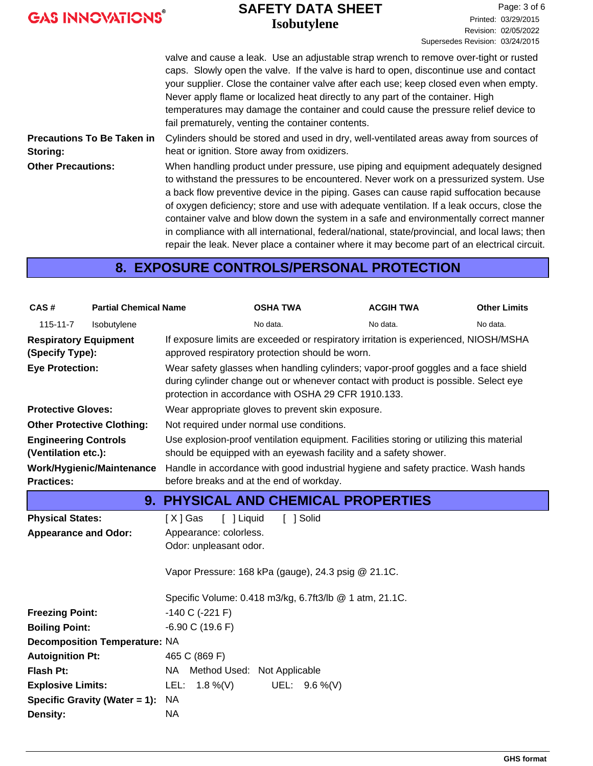valve and cause a leak. Use an adjustable strap wrench to remove over-tight or rusted caps. Slowly open the valve. If the valve is hard to open, discontinue use and contact your supplier. Close the container valve after each use; keep closed even when empty. Never apply flame or localized heat directly to any part of the container. High temperatures may damage the container and could cause the pressure relief device to fail prematurely, venting the container contents.

**Precautions To Be Taken in Storing:** Cylinders should be stored and used in dry, well-ventilated areas away from sources of heat or ignition. Store away from oxidizers.

**Other Precautions:** When handling product under pressure, use piping and equipment adequately designed to withstand the pressures to be encountered. Never work on a pressurized system. Use a back flow preventive device in the piping. Gases can cause rapid suffocation because of oxygen deficiency; store and use with adequate ventilation. If a leak occurs, close the container valve and blow down the system in a safe and environmentally correct manner in compliance with all international, federal/national, state/provincial, and local laws; then repair the leak. Never place a container where it may become part of an electrical circuit.

## 8. EXPOSURE CONTROLS/PERSONAL PROTECTION

| CAS # | Partial Chemical Name | OSHA TWA | ACGIH TWA | Other Limits |
|---|---|---|---|---|
| 115-11-7 | Isobutylene | No data. | No data. | No data. |

**Respiratory Equipment (Specify Type):** If exposure limits are exceeded or respiratory irritation is experienced, NIOSH/MSHA approved respiratory protection should be worn.

**Eye Protection:** Wear safety glasses when handling cylinders; vapor-proof goggles and a face shield during cylinder change out or whenever contact with product is possible. Select eye protection in accordance with OSHA 29 CFR 1910.133.

**Protective Gloves:** Wear appropriate gloves to prevent skin exposure.

**Other Protective Clothing:** Not required under normal use conditions.

**Engineering Controls (Ventilation etc.):** Use explosion-proof ventilation equipment. Facilities storing or utilizing this material should be equipped with an eyewash facility and a safety shower.

**Work/Hygienic/Maintenance Practices:** Handle in accordance with good industrial hygiene and safety practice. Wash hands before breaks and at the end of workday.

## 9. PHYSICAL AND CHEMICAL PROPERTIES

**Physical States:** [ X ] Gas [ ] Liquid [ ] Solid

**Appearance and Odor:** Appearance: colorless.
Odor: unpleasant odor.

Vapor Pressure: 168 kPa (gauge), 24.3 psig @ 21.1C.

Specific Volume: 0.418 m3/kg, 6.7ft3/lb @ 1 atm, 21.1C.

**Freezing Point:** -140 C (-221 F)

**Boiling Point:** -6.90 C (19.6 F)

**Decomposition Temperature:** NA

**Autoignition Pt:** 465 C (869 F)

**Flash Pt:** NA Method Used: Not Applicable

**Explosive Limits:** LEL: 1.8 %(V) UEL: 9.6 %(V)

**Specific Gravity (Water = 1):** NA

**Density:** NA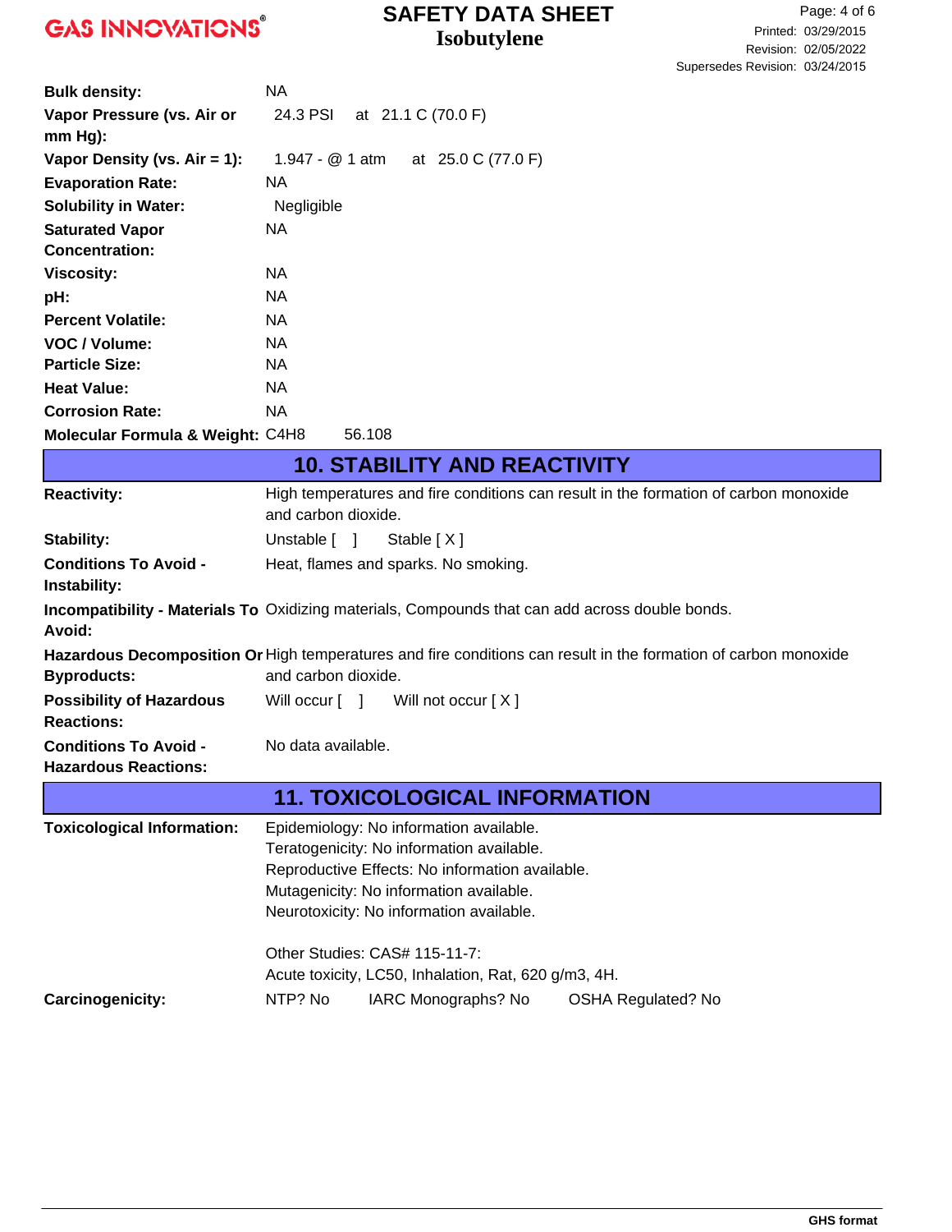| | |
|---|---|
| **Bulk density:** | NA |
| **Vapor Pressure (vs. Air or mm Hg):** | 24.3 PSI at 21.1 C (70.0 F) |
| **Vapor Density (vs. Air = 1):** | 1.947 - @ 1 atm at 25.0 C (77.0 F) |
| **Evaporation Rate:** | NA |
| **Solubility in Water:** | Negligible |
| **Saturated Vapor Concentration:** | NA |
| **Viscosity:** | NA |
| **pH:** | NA |
| **Percent Volatile:** | NA |
| **VOC / Volume:** | NA |
| **Particle Size:** | NA |
| **Heat Value:** | NA |
| **Corrosion Rate:** | NA |
| **Molecular Formula & Weight:** | $C_4H_8$ 56.108 |

## 10. STABILITY AND REACTIVITY

| | |
|---|---|
| **Reactivity:** | High temperatures and fire conditions can result in the formation of carbon monoxide and carbon dioxide. |
| **Stability:** | Unstable [ ] Stable [ X ] |
| **Conditions To Avoid - Instability:** | Heat, flames and sparks. No smoking. |
| **Incompatibility - Materials To Avoid:** | Oxidizing materials, Compounds that can add across double bonds. |
| **Hazardous Decomposition Or Byproducts:** | High temperatures and fire conditions can result in the formation of carbon monoxide and carbon dioxide. |
| **Possibility of Hazardous Reactions:** | Will occur [ ] Will not occur [ X ] |
| **Conditions To Avoid - Hazardous Reactions:** | No data available. |

## 11. TOXICOLOGICAL INFORMATION

**Toxicological Information:**

Epidemiology: No information available.
Teratogenicity: No information available.
Reproductive Effects: No information available.
Mutagenicity: No information available.
Neurotoxicity: No information available.

Other Studies: CAS# 115-11-7:
Acute toxicity, LC50, Inhalation, Rat, 620 g/m3, 4H.

**Carcinogenicity:** NTP? No IARC Monographs? No OSHA Regulated? No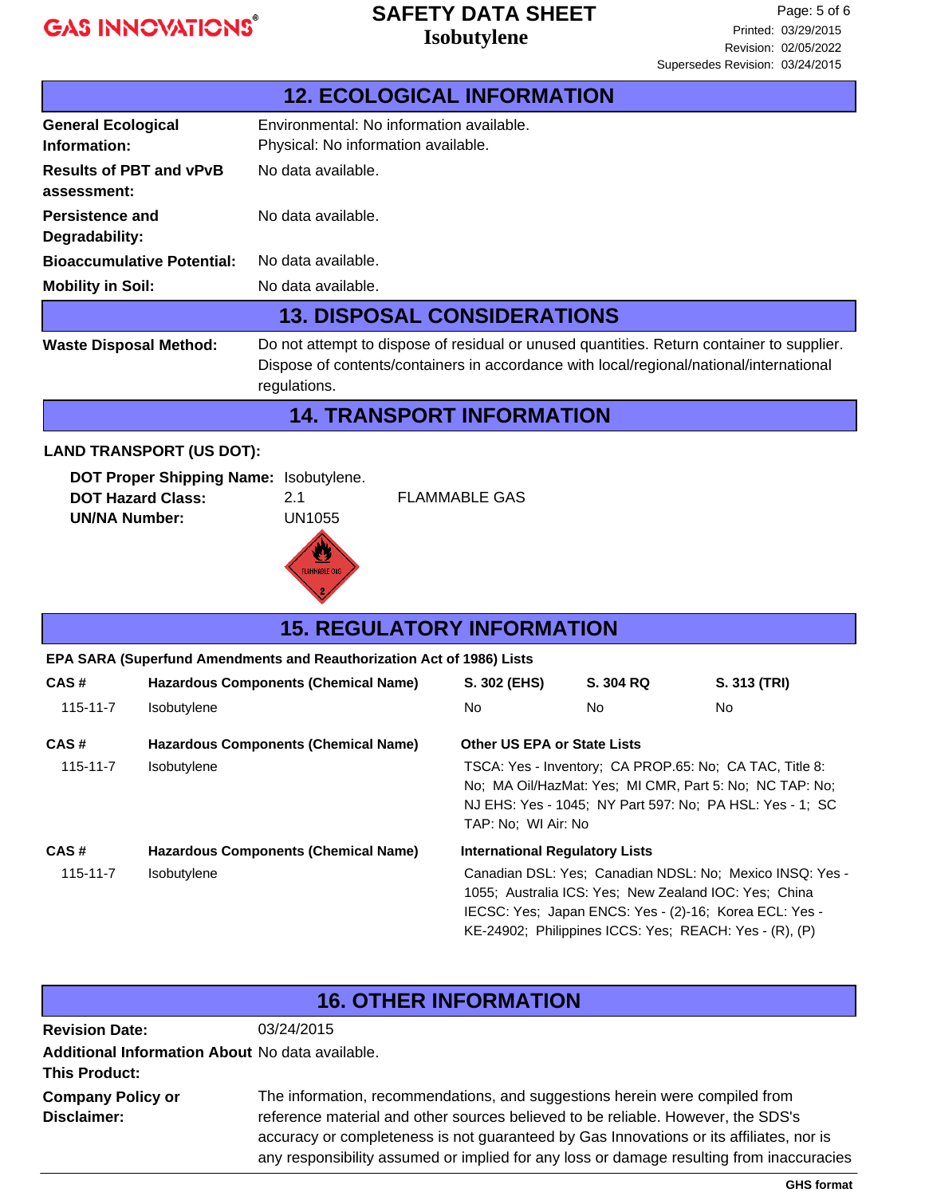## 12. ECOLOGICAL INFORMATION

| | |
|---|---|
| **General Ecological Information:** | Environmental: No information available.<br>Physical: No information available. |
| **Results of PBT and vPvB assessment:** | No data available. |
| **Persistence and Degradability:** | No data available. |
| **Bioaccumulative Potential:** | No data available. |
| **Mobility in Soil:** | No data available. |

## 13. DISPOSAL CONSIDERATIONS

**Waste Disposal Method:** Do not attempt to dispose of residual or unused quantities. Return container to supplier. Dispose of contents/containers in accordance with local/regional/national/international regulations.

## 14. TRANSPORT INFORMATION

**LAND TRANSPORT (US DOT):**

**DOT Proper Shipping Name:** Isobutylene.
**DOT Hazard Class:** 2.1 FLAMMABLE GAS
**UN/NA Number:** UN1055

## 15. REGULATORY INFORMATION

**EPA SARA (Superfund Amendments and Reauthorization Act of 1986) Lists**

| CAS # | Hazardous Components (Chemical Name) | S. 302 (EHS) | S. 304 RQ | S. 313 (TRI) |
|---|---|---|---|---|
| 115-11-7 | Isobutylene | No | No | No |

| CAS # | Hazardous Components (Chemical Name) | Other US EPA or State Lists |
|---|---|---|
| 115-11-7 | Isobutylene | TSCA: Yes - Inventory; CA PROP.65: No; CA TAC, Title 8: No; MA Oil/HazMat: Yes; MI CMR, Part 5: No; NC TAP: No; NJ EHS: Yes - 1045; NY Part 597: No; PA HSL: Yes - 1; SC TAP: No; WI Air: No |

| CAS # | Hazardous Components (Chemical Name) | International Regulatory Lists |
|---|---|---|
| 115-11-7 | Isobutylene | Canadian DSL: Yes; Canadian NDSL: No; Mexico INSQ: Yes - 1055; Australia ICS: Yes; New Zealand IOC: Yes; China IECSC: Yes; Japan ENCS: Yes - (2)-16; Korea ECL: Yes - KE-24902; Philippines ICCS: Yes; REACH: Yes - (R), (P) |

## 16. OTHER INFORMATION

**Revision Date:** 03/24/2015

**Additional Information About This Product:** No data available.

**Company Policy or Disclaimer:** The information, recommendations, and suggestions herein were compiled from reference material and other sources believed to be reliable. However, the SDS's accuracy or completeness is not guaranteed by Gas Innovations or its affiliates, nor is any responsibility assumed or implied for any loss or damage resulting from inaccuracies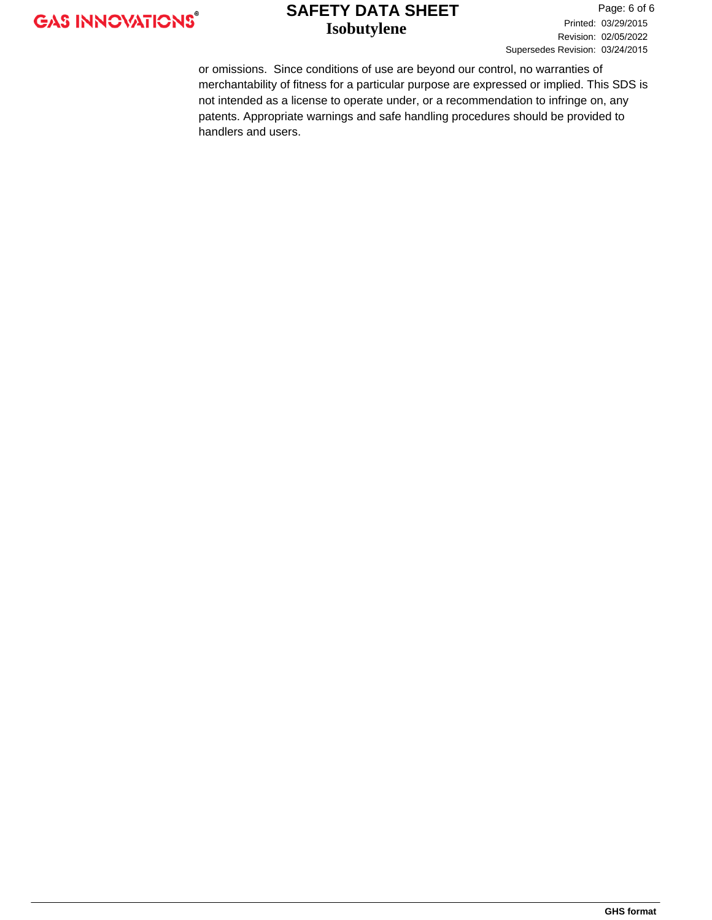or omissions. Since conditions of use are beyond our control, no warranties of merchantability of fitness for a particular purpose are expressed or implied. This SDS is not intended as a license to operate under, or a recommendation to infringe on, any patents. Appropriate warnings and safe handling procedures should be provided to handlers and users.